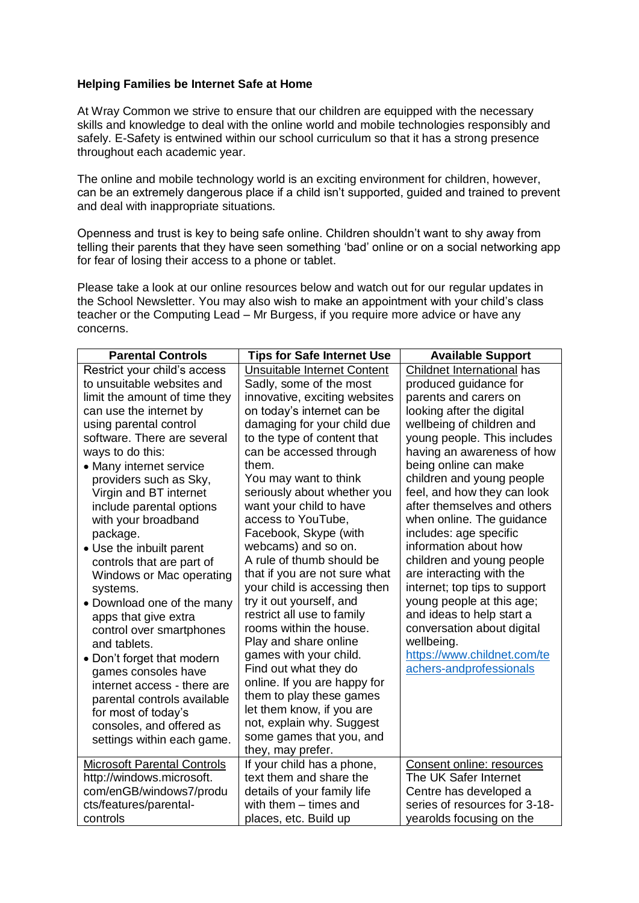**Helping Families be Internet Safe at Home**

At Wray Common we strive to ensure that our children are equipped with the necessary skills and knowledge to deal with the online world and mobile technologies responsibly and safely. E-Safety is entwined within our school curriculum so that it has a strong presence throughout each academic year.

The online and mobile technology world is an exciting environment for children, however, can be an extremely dangerous place if a child isn't supported, guided and trained to prevent and deal with inappropriate situations.

Openness and trust is key to being safe online. Children shouldn't want to shy away from telling their parents that they have seen something 'bad' online or on a social networking app for fear of losing their access to a phone or tablet.

Please take a look at our online resources below and watch out for our regular updates in the School Newsletter. You may also wish to make an appointment with your child's class teacher or the Computing Lead – Mr Burgess, if you require more advice or have any concerns.

| Parental Controls | Tips for Safe Internet Use | Available Support |
| --- | --- | --- |
| Restrict your child's access to unsuitable websites and limit the amount of time they can use the internet by using parental control software. There are several ways to do this:<br>• Many internet service providers such as Sky, Virgin and BT internet include parental options with your broadband package.<br>• Use the inbuilt parent controls that are part of Windows or Mac operating systems.<br>• Download one of the many apps that give extra control over smartphones and tablets.<br>• Don't forget that modern games consoles have internet access - there are parental controls available for most of today's consoles, and offered as settings within each game. | Unsuitable Internet Content<br>Sadly, some of the most innovative, exciting websites on today's internet can be damaging for your child due to the type of content that can be accessed through them.<br>You may want to think seriously about whether you want your child to have access to YouTube, Facebook, Skype (with webcams) and so on.<br>A rule of thumb should be that if you are not sure what your child is accessing then try it out yourself, and restrict all use to family rooms within the house.<br>Play and share online games with your child. Find out what they do online. If you are happy for them to play these games let them know, if you are not, explain why. Suggest some games that you, and they, may prefer. | Childnet International has produced guidance for parents and carers on looking after the digital wellbeing of children and young people. This includes having an awareness of how being online can make children and young people feel, and how they can look after themselves and others when online. The guidance includes: age specific information about how children and young people are interacting with the internet; top tips to support young people at this age; and ideas to help start a conversation about digital wellbeing.<br>https://www.childnet.com/teachers-andprofessionals |
| Microsoft Parental Controls<br>http://windows.microsoft.com/enGB/windows7/products/features/parental-controls | If your child has a phone, text them and share the details of your family life with them – times and places, etc. Build up | Consent online: resources<br>The UK Safer Internet Centre has developed a series of resources for 3-18-yearolds focusing on the |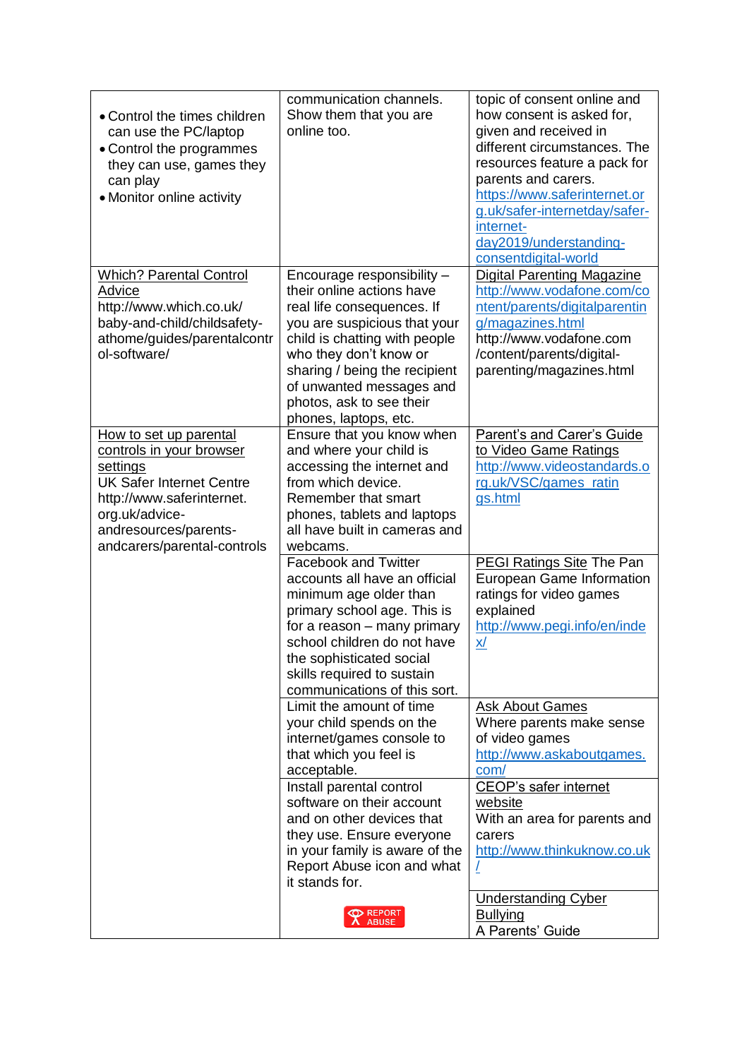| | | |
|---|---|---|
| • Control the times children can use the PC/laptop<br>• Control the programmes they can use, games they can play<br>• Monitor online activity | communication channels. Show them that you are online too. | topic of consent online and how consent is asked for, given and received in different circumstances. The resources feature a pack for parents and carers. https://www.saferinternet.org.uk/safer-internetday/safer-internet-day2019/understanding-consentdigital-world |
| Which? Parental Control Advice http://www.which.co.uk/baby-and-child/childsafety-athome/guides/parentalcontrol-software/ | Encourage responsibility – their online actions have real life consequences. If you are suspicious that your child is chatting with people who they don't know or sharing / being the recipient of unwanted messages and photos, ask to see their phones, laptops, etc. | Digital Parenting Magazine http://www.vodafone.com/content/parents/digitalparenting/magazines.html http://www.vodafone.com/content/parents/digital-parenting/magazines.html |
| How to set up parental controls in your browser settings UK Safer Internet Centre http://www.saferinternet.org.uk/advice-andresources/parents-andcarers/parental-controls | Ensure that you know when and where your child is accessing the internet and from which device. Remember that smart phones, tablets and laptops all have built in cameras and webcams. | Parent's and Carer's Guide to Video Game Ratings http://www.videostandards.org.uk/VSC/games_ratings.html |
| | Facebook and Twitter accounts all have an official minimum age older than primary school age. This is for a reason – many primary school children do not have the sophisticated social skills required to sustain communications of this sort. | PEGI Ratings Site The Pan European Game Information ratings for video games explained http://www.pegi.info/en/index/ |
| | Limit the amount of time your child spends on the internet/games console to that which you feel is acceptable. | Ask About Games Where parents make sense of video games http://www.askaboutgames.com/ |
| | Install parental control software on their account and on other devices that they use. Ensure everyone in your family is aware of the Report Abuse icon and what it stands for.<br>REPORT ABUSE | CEOP's safer internet website With an area for parents and carers http://www.thinkuknow.co.uk/ |
| | | Understanding Cyber Bullying A Parents' Guide |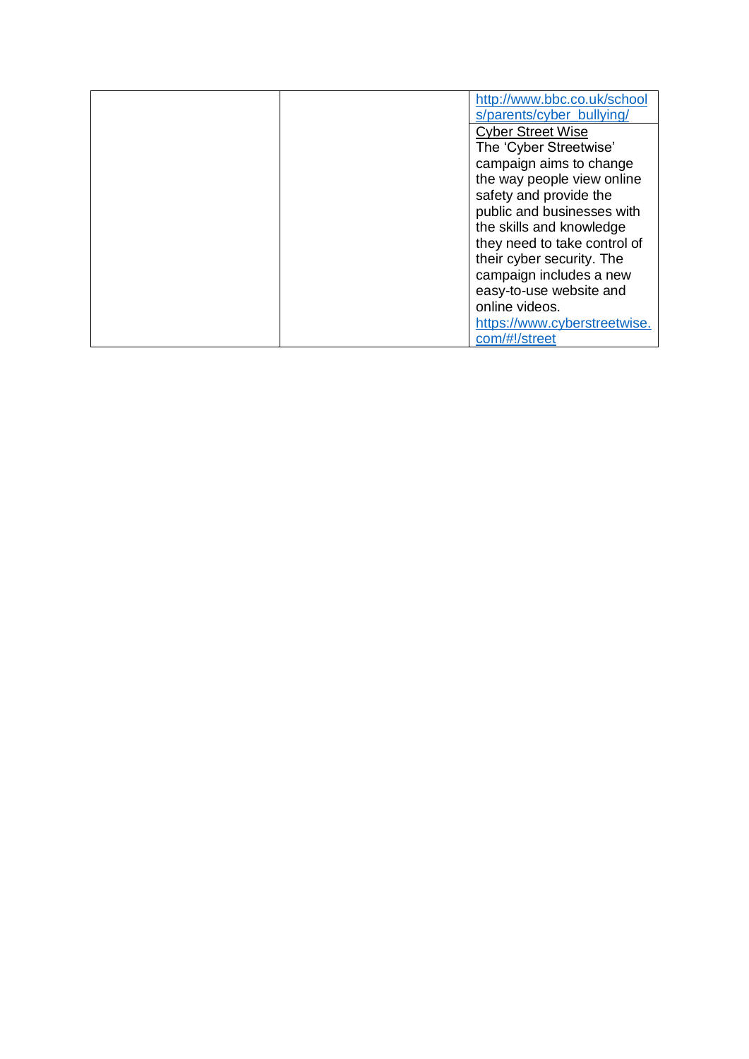| | | |
|---|---|---|
| | | http://www.bbc.co.uk/schools/parents/cyber_bullying/ |
| | | Cyber Street Wise<br>The 'Cyber Streetwise' campaign aims to change the way people view online safety and provide the public and businesses with the skills and knowledge they need to take control of their cyber security. The campaign includes a new easy-to-use website and online videos.<br>https://www.cyberstreetwise.com/#!/street |